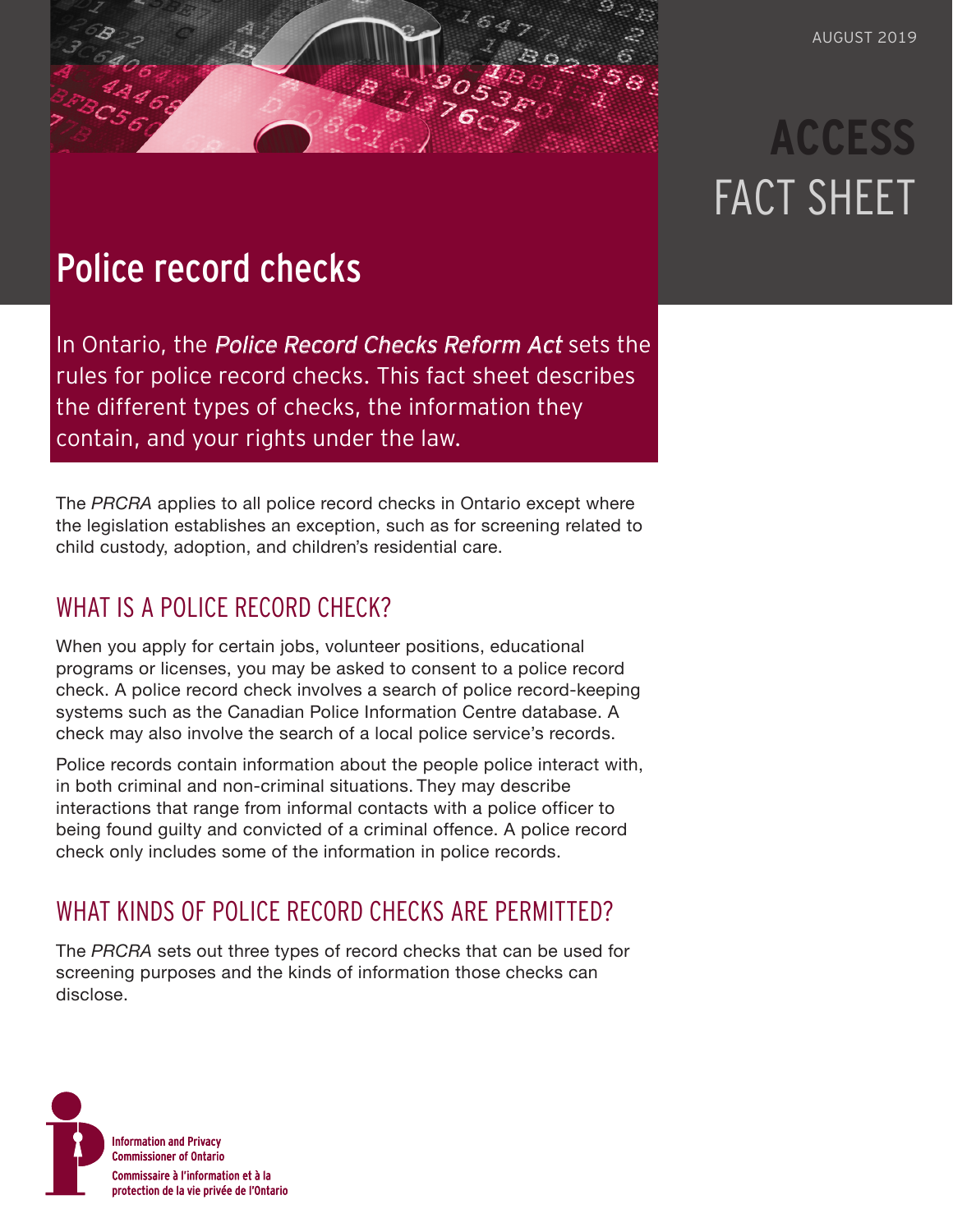AUGUST 2019

# ACCESS FACT SHEET

# Police record checks

In Ontario, the *Police Record Checks Reform Act* sets the rules for police record checks. This fact sheet describes the different types of checks, the information they contain, and your rights under the law.

The *PRCRA* applies to all police record checks in Ontario except where the legislation establishes an exception, such as for screening related to child custody, adoption, and children's residential care.

## WHAT IS A POLICE RECORD CHECK?

When you apply for certain jobs, volunteer positions, educational programs or licenses, you may be asked to consent to a police record check. A police record check involves a search of police record-keeping systems such as the Canadian Police Information Centre database. A check may also involve the search of a local police service's records.

Police records contain information about the people police interact with, in both criminal and non-criminal situations. They may describe interactions that range from informal contacts with a police officer to being found guilty and convicted of a criminal offence. A police record check only includes some of the information in police records.

## WHAT KINDS OF POLICE RECORD CHECKS ARE PERMITTED?

The *PRCRA* sets out three types of record checks that can be used for screening purposes and the kinds of information those checks can disclose.

Information and Privacy Commissioner of Ontario
Commissaire à l'information et à la protection de la vie privée de l'Ontario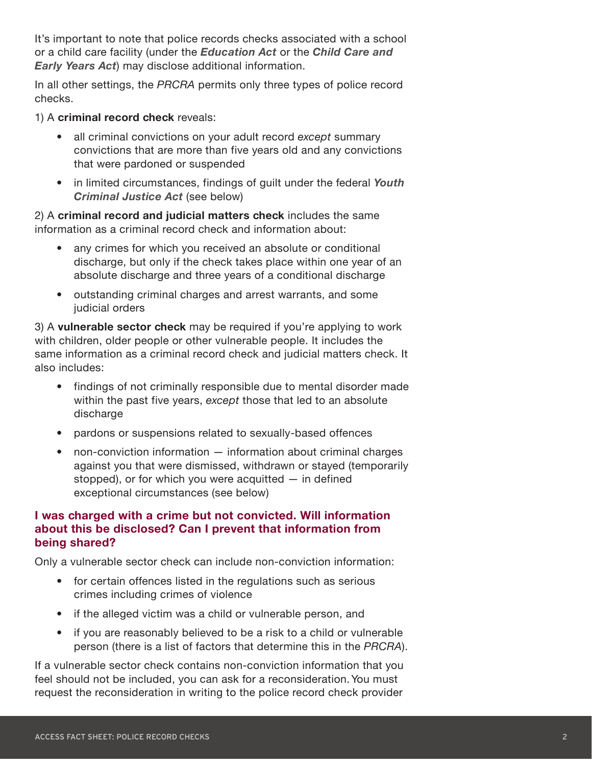It’s important to note that police records checks associated with a school or a child care facility (under the ***Education Act*** or the ***Child Care and Early Years Act***) may disclose additional information.

In all other settings, the *PRCRA* permits only three types of police record checks.

1) A **criminal record check** reveals:

- all criminal convictions on your adult record *except* summary convictions that are more than five years old and any convictions that were pardoned or suspended
- in limited circumstances, findings of guilt under the federal ***Youth Criminal Justice Act*** (see below)

2) A **criminal record and judicial matters check** includes the same information as a criminal record check and information about:

- any crimes for which you received an absolute or conditional discharge, but only if the check takes place within one year of an absolute discharge and three years of a conditional discharge
- outstanding criminal charges and arrest warrants, and some judicial orders

3) A **vulnerable sector check** may be required if you’re applying to work with children, older people or other vulnerable people. It includes the same information as a criminal record check and judicial matters check. It also includes:

- findings of not criminally responsible due to mental disorder made within the past five years, *except* those that led to an absolute discharge
- pardons or suspensions related to sexually-based offences
- non-conviction information — information about criminal charges against you that were dismissed, withdrawn or stayed (temporarily stopped), or for which you were acquitted — in defined exceptional circumstances (see below)

### I was charged with a crime but not convicted. Will information about this be disclosed? Can I prevent that information from being shared?

Only a vulnerable sector check can include non-conviction information:

- for certain offences listed in the regulations such as serious crimes including crimes of violence
- if the alleged victim was a child or vulnerable person, and
- if you are reasonably believed to be a risk to a child or vulnerable person (there is a list of factors that determine this in the *PRCRA*).

If a vulnerable sector check contains non-conviction information that you feel should not be included, you can ask for a reconsideration. You must request the reconsideration in writing to the police record check provider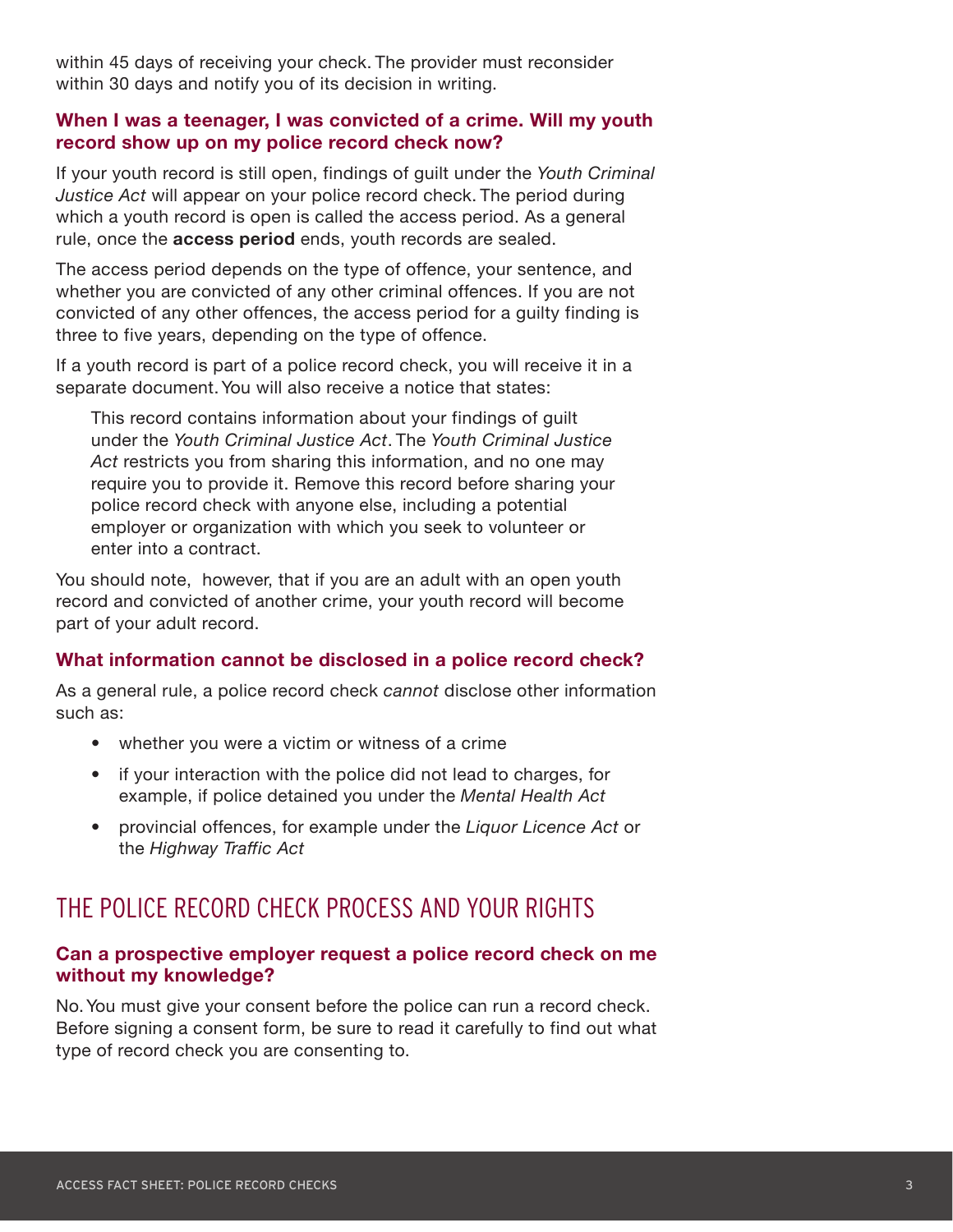within 45 days of receiving your check. The provider must reconsider within 30 days and notify you of its decision in writing.

### When I was a teenager, I was convicted of a crime. Will my youth record show up on my police record check now?

If your youth record is still open, findings of guilt under the *Youth Criminal Justice Act* will appear on your police record check. The period during which a youth record is open is called the access period. As a general rule, once the **access period** ends, youth records are sealed.

The access period depends on the type of offence, your sentence, and whether you are convicted of any other criminal offences. If you are not convicted of any other offences, the access period for a guilty finding is three to five years, depending on the type of offence.

If a youth record is part of a police record check, you will receive it in a separate document. You will also receive a notice that states:

> This record contains information about your findings of guilt under the *Youth Criminal Justice Act*. The *Youth Criminal Justice Act* restricts you from sharing this information, and no one may require you to provide it. Remove this record before sharing your police record check with anyone else, including a potential employer or organization with which you seek to volunteer or enter into a contract.

You should note, however, that if you are an adult with an open youth record and convicted of another crime, your youth record will become part of your adult record.

### What information cannot be disclosed in a police record check?

As a general rule, a police record check *cannot* disclose other information such as:

- whether you were a victim or witness of a crime
- if your interaction with the police did not lead to charges, for example, if police detained you under the *Mental Health Act*
- provincial offences, for example under the *Liquor Licence Act* or the *Highway Traffic Act*

## THE POLICE RECORD CHECK PROCESS AND YOUR RIGHTS

### Can a prospective employer request a police record check on me without my knowledge?

No. You must give your consent before the police can run a record check. Before signing a consent form, be sure to read it carefully to find out what type of record check you are consenting to.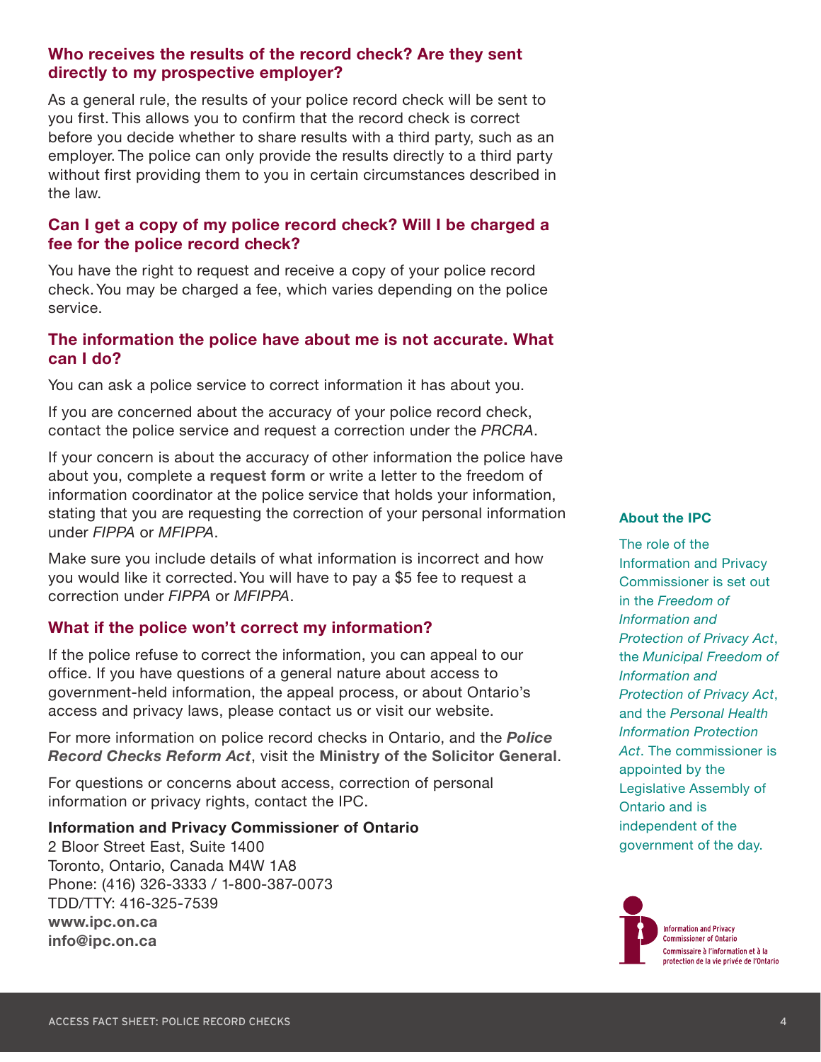### Who receives the results of the record check? Are they sent directly to my prospective employer?

As a general rule, the results of your police record check will be sent to you first. This allows you to confirm that the record check is correct before you decide whether to share results with a third party, such as an employer. The police can only provide the results directly to a third party without first providing them to you in certain circumstances described in the law.

### Can I get a copy of my police record check? Will I be charged a fee for the police record check?

You have the right to request and receive a copy of your police record check. You may be charged a fee, which varies depending on the police service.

### The information the police have about me is not accurate. What can I do?

You can ask a police service to correct information it has about you.

If you are concerned about the accuracy of your police record check, contact the police service and request a correction under the *PRCRA*.

If your concern is about the accuracy of other information the police have about you, complete a **request form** or write a letter to the freedom of information coordinator at the police service that holds your information, stating that you are requesting the correction of your personal information under *FIPPA* or *MFIPPA*.

Make sure you include details of what information is incorrect and how you would like it corrected. You will have to pay a $5 fee to request a correction under *FIPPA* or *MFIPPA*.

### What if the police won't correct my information?

If the police refuse to correct the information, you can appeal to our office. If you have questions of a general nature about access to government-held information, the appeal process, or about Ontario's access and privacy laws, please contact us or visit our website.

For more information on police record checks in Ontario, and the ***Police Record Checks Reform Act***, visit the **Ministry of the Solicitor General**.

For questions or concerns about access, correction of personal information or privacy rights, contact the IPC.

**Information and Privacy Commissioner of Ontario**
2 Bloor Street East, Suite 1400
Toronto, Ontario, Canada M4W 1A8
Phone: (416) 326-3333 / 1-800-387-0073
TDD/TTY: 416-325-7539
**www.ipc.on.ca**
**info@ipc.on.ca**

**About the IPC**

The role of the Information and Privacy Commissioner is set out in the *Freedom of Information and Protection of Privacy Act*, the *Municipal Freedom of Information and Protection of Privacy Act*, and the *Personal Health Information Protection Act*. The commissioner is appointed by the Legislative Assembly of Ontario and is independent of the government of the day.

Information and Privacy Commissioner of Ontario
Commissaire à l'information et à la protection de la vie privée de l'Ontario